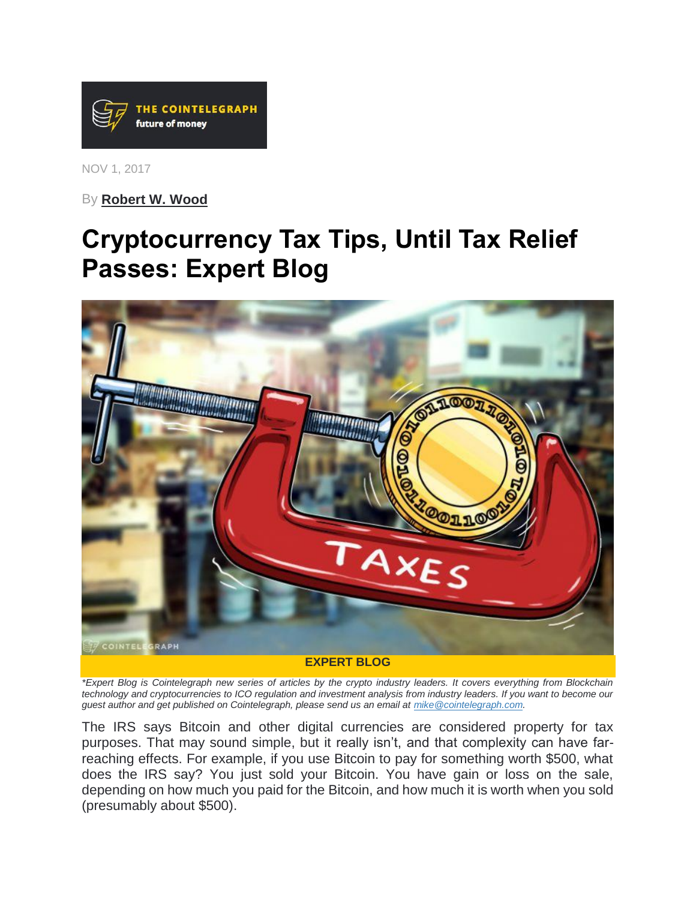THE COINTELEGRAPH
future of money

NOV 1, 2017

By **Robert W. Wood**

# Cryptocurrency Tax Tips, Until Tax Relief Passes: Expert Blog

**EXPERT BLOG**

*\*Expert Blog is Cointelegraph new series of articles by the crypto industry leaders. It covers everything from Blockchain technology and cryptocurrencies to ICO regulation and investment analysis from industry leaders. If you want to become our guest author and get published on Cointelegraph, please send us an email at mike@cointelegraph.com.*

The IRS says Bitcoin and other digital currencies are considered property for tax purposes. That may sound simple, but it really isn't, and that complexity can have far-reaching effects. For example, if you use Bitcoin to pay for something worth $500, what does the IRS say? You just sold your Bitcoin. You have gain or loss on the sale, depending on how much you paid for the Bitcoin, and how much it is worth when you sold (presumably about $500).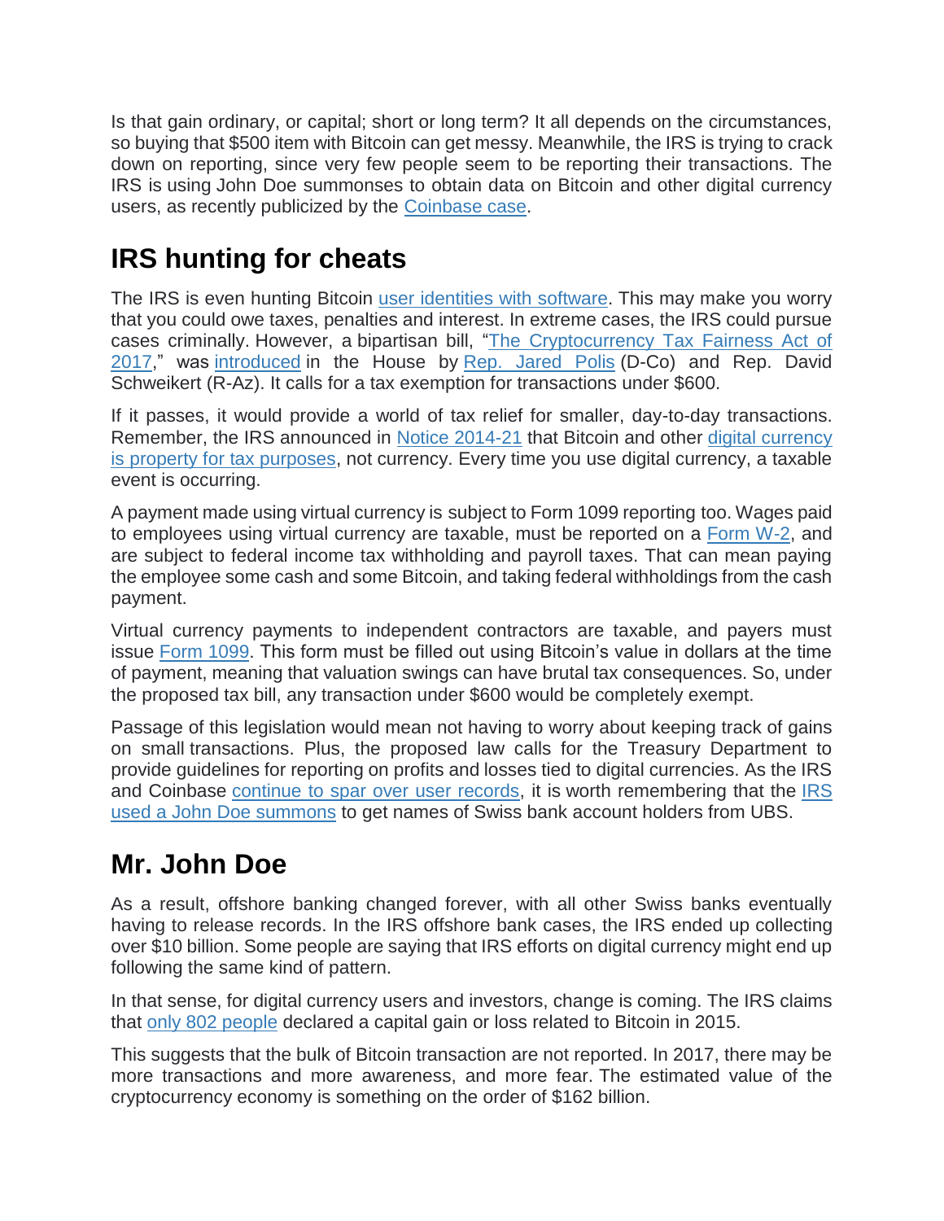Is that gain ordinary, or capital; short or long term? It all depends on the circumstances, so buying that $500 item with Bitcoin can get messy. Meanwhile, the IRS is trying to crack down on reporting, since very few people seem to be reporting their transactions. The IRS is using John Doe summonses to obtain data on Bitcoin and other digital currency users, as recently publicized by the Coinbase case.

## IRS hunting for cheats

The IRS is even hunting Bitcoin user identities with software. This may make you worry that you could owe taxes, penalties and interest. In extreme cases, the IRS could pursue cases criminally. However, a bipartisan bill, "The Cryptocurrency Tax Fairness Act of 2017," was introduced in the House by Rep. Jared Polis (D-Co) and Rep. David Schweikert (R-Az). It calls for a tax exemption for transactions under $600.

If it passes, it would provide a world of tax relief for smaller, day-to-day transactions. Remember, the IRS announced in Notice 2014-21 that Bitcoin and other digital currency is property for tax purposes, not currency. Every time you use digital currency, a taxable event is occurring.

A payment made using virtual currency is subject to Form 1099 reporting too. Wages paid to employees using virtual currency are taxable, must be reported on a Form W-2, and are subject to federal income tax withholding and payroll taxes. That can mean paying the employee some cash and some Bitcoin, and taking federal withholdings from the cash payment.

Virtual currency payments to independent contractors are taxable, and payers must issue Form 1099. This form must be filled out using Bitcoin's value in dollars at the time of payment, meaning that valuation swings can have brutal tax consequences. So, under the proposed tax bill, any transaction under $600 would be completely exempt.

Passage of this legislation would mean not having to worry about keeping track of gains on small transactions. Plus, the proposed law calls for the Treasury Department to provide guidelines for reporting on profits and losses tied to digital currencies. As the IRS and Coinbase continue to spar over user records, it is worth remembering that the IRS used a John Doe summons to get names of Swiss bank account holders from UBS.

## Mr. John Doe

As a result, offshore banking changed forever, with all other Swiss banks eventually having to release records. In the IRS offshore bank cases, the IRS ended up collecting over $10 billion. Some people are saying that IRS efforts on digital currency might end up following the same kind of pattern.

In that sense, for digital currency users and investors, change is coming. The IRS claims that only 802 people declared a capital gain or loss related to Bitcoin in 2015.

This suggests that the bulk of Bitcoin transaction are not reported. In 2017, there may be more transactions and more awareness, and more fear. The estimated value of the cryptocurrency economy is something on the order of $162 billion.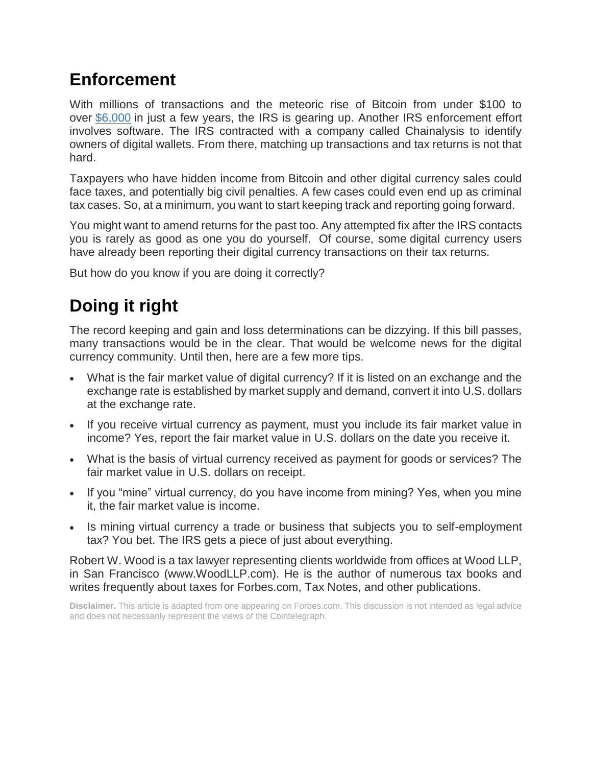## Enforcement

With millions of transactions and the meteoric rise of Bitcoin from under $100 to over $6,000 in just a few years, the IRS is gearing up. Another IRS enforcement effort involves software. The IRS contracted with a company called Chainalysis to identify owners of digital wallets. From there, matching up transactions and tax returns is not that hard.

Taxpayers who have hidden income from Bitcoin and other digital currency sales could face taxes, and potentially big civil penalties. A few cases could even end up as criminal tax cases. So, at a minimum, you want to start keeping track and reporting going forward.

You might want to amend returns for the past too. Any attempted fix after the IRS contacts you is rarely as good as one you do yourself. Of course, some digital currency users have already been reporting their digital currency transactions on their tax returns.

But how do you know if you are doing it correctly?

## Doing it right

The record keeping and gain and loss determinations can be dizzying. If this bill passes, many transactions would be in the clear. That would be welcome news for the digital currency community. Until then, here are a few more tips.

- What is the fair market value of digital currency? If it is listed on an exchange and the exchange rate is established by market supply and demand, convert it into U.S. dollars at the exchange rate.
- If you receive virtual currency as payment, must you include its fair market value in income? Yes, report the fair market value in U.S. dollars on the date you receive it.
- What is the basis of virtual currency received as payment for goods or services? The fair market value in U.S. dollars on receipt.
- If you "mine" virtual currency, do you have income from mining? Yes, when you mine it, the fair market value is income.
- Is mining virtual currency a trade or business that subjects you to self-employment tax? You bet. The IRS gets a piece of just about everything.

Robert W. Wood is a tax lawyer representing clients worldwide from offices at Wood LLP, in San Francisco (www.WoodLLP.com). He is the author of numerous tax books and writes frequently about taxes for Forbes.com, Tax Notes, and other publications.

**Disclaimer.** This article is adapted from one appearing on Forbes.com. This discussion is not intended as legal advice and does not necessarily represent the views of the Cointelegraph.